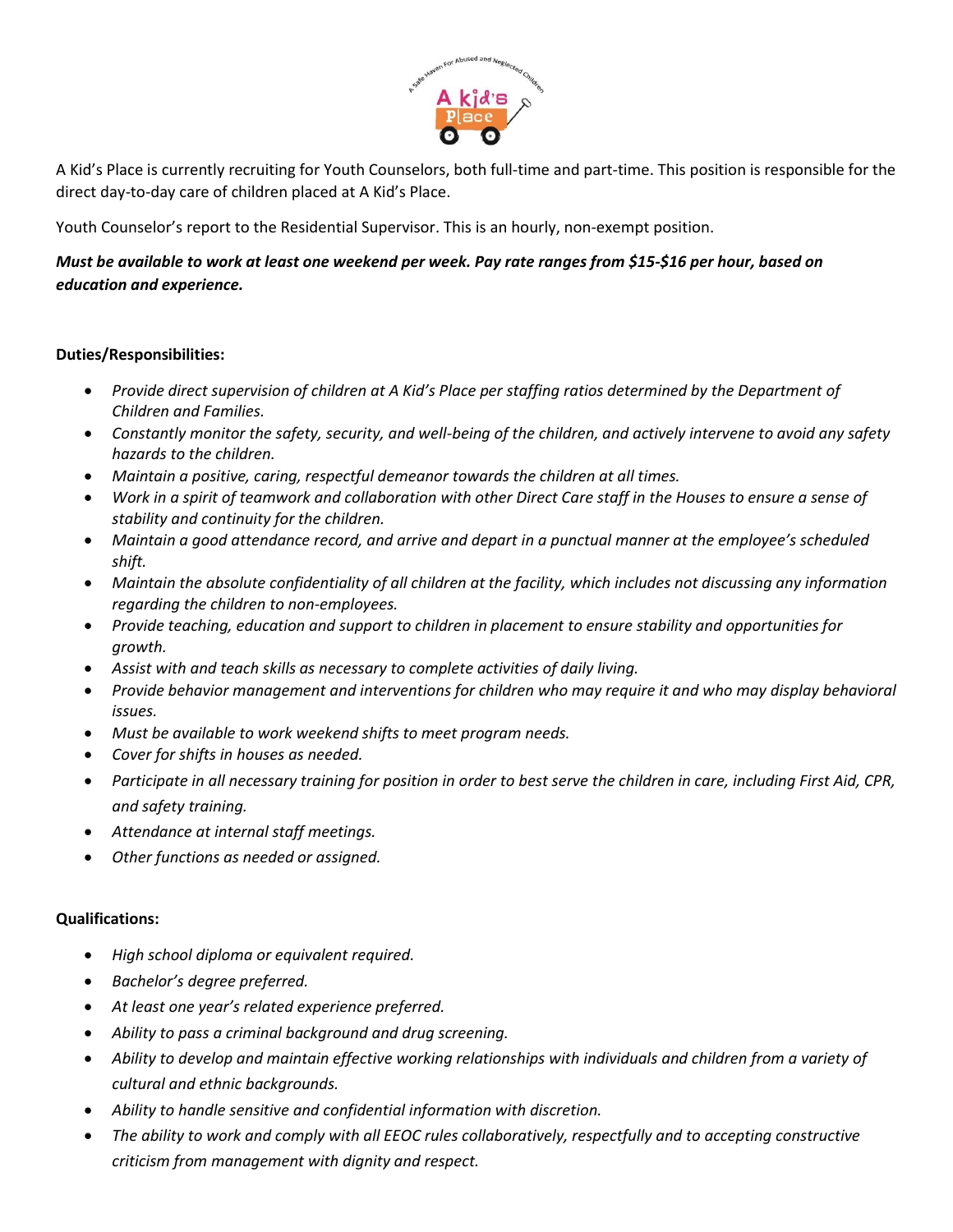A Kid's Place is currently recruiting for Youth Counselors, both full-time and part-time. This position is responsible for the direct day-to-day care of children placed at A Kid's Place.

Youth Counselor's report to the Residential Supervisor. This is an hourly, non-exempt position.

***Must be available to work at least one weekend per week. Pay rate ranges from $15-$16 per hour, based on education and experience.***

**Duties/Responsibilities:**

- *Provide direct supervision of children at A Kid's Place per staffing ratios determined by the Department of Children and Families.*
- *Constantly monitor the safety, security, and well-being of the children, and actively intervene to avoid any safety hazards to the children.*
- *Maintain a positive, caring, respectful demeanor towards the children at all times.*
- *Work in a spirit of teamwork and collaboration with other Direct Care staff in the Houses to ensure a sense of stability and continuity for the children.*
- *Maintain a good attendance record, and arrive and depart in a punctual manner at the employee's scheduled shift.*
- *Maintain the absolute confidentiality of all children at the facility, which includes not discussing any information regarding the children to non-employees.*
- *Provide teaching, education and support to children in placement to ensure stability and opportunities for growth.*
- *Assist with and teach skills as necessary to complete activities of daily living.*
- *Provide behavior management and interventions for children who may require it and who may display behavioral issues.*
- *Must be available to work weekend shifts to meet program needs.*
- *Cover for shifts in houses as needed.*
- *Participate in all necessary training for position in order to best serve the children in care, including First Aid, CPR, and safety training.*
- *Attendance at internal staff meetings.*
- *Other functions as needed or assigned.*

**Qualifications:**

- *High school diploma or equivalent required.*
- *Bachelor's degree preferred.*
- *At least one year's related experience preferred.*
- *Ability to pass a criminal background and drug screening.*
- *Ability to develop and maintain effective working relationships with individuals and children from a variety of cultural and ethnic backgrounds.*
- *Ability to handle sensitive and confidential information with discretion.*
- *The ability to work and comply with all EEOC rules collaboratively, respectfully and to accepting constructive criticism from management with dignity and respect.*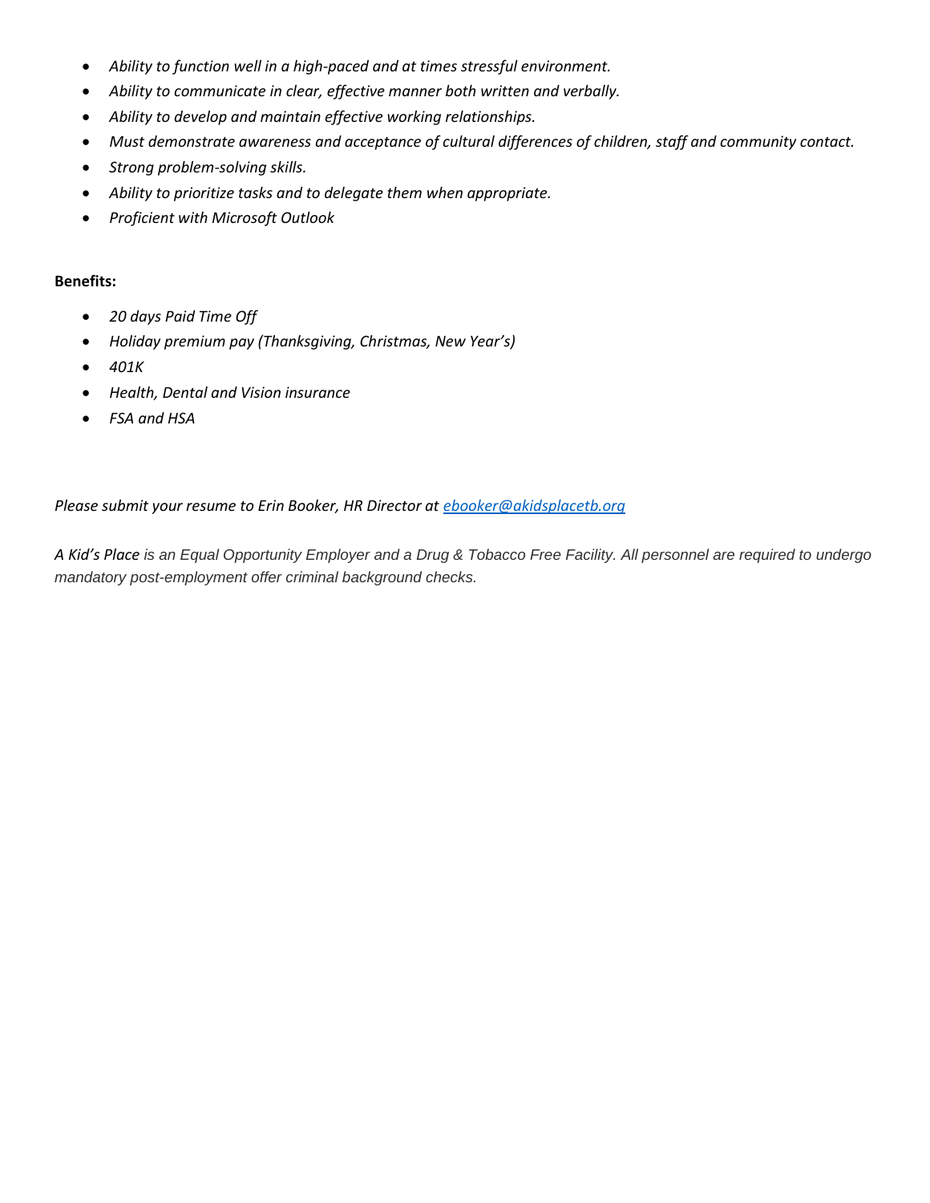- *Ability to function well in a high-paced and at times stressful environment.*
- *Ability to communicate in clear, effective manner both written and verbally.*
- *Ability to develop and maintain effective working relationships.*
- *Must demonstrate awareness and acceptance of cultural differences of children, staff and community contact.*
- *Strong problem-solving skills.*
- *Ability to prioritize tasks and to delegate them when appropriate.*
- *Proficient with Microsoft Outlook*

**Benefits:**

- *20 days Paid Time Off*
- *Holiday premium pay (Thanksgiving, Christmas, New Year's)*
- *401K*
- *Health, Dental and Vision insurance*
- *FSA and HSA*

*Please submit your resume to Erin Booker, HR Director at [ebooker@akidsplacetb.org](mailto:ebooker@akidsplacetb.org)*

*A Kid's Place is an Equal Opportunity Employer and a Drug & Tobacco Free Facility. All personnel are required to undergo mandatory post-employment offer criminal background checks.*